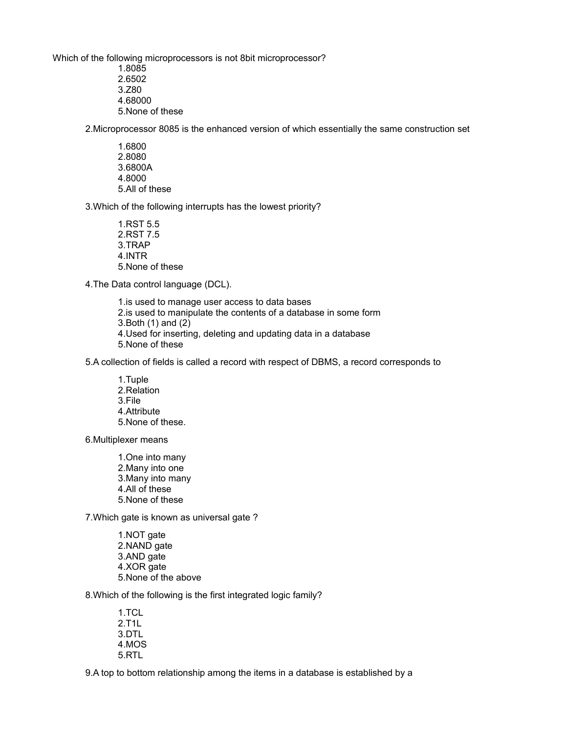Which of the following microprocessors is not 8bit microprocessor?

1.8085
2.6502
3.Z80
4.68000
5.None of these

2.Microprocessor 8085 is the enhanced version of which essentially the same construction set

1.6800
2.8080
3.6800A
4.8000
5.All of these

3.Which of the following interrupts has the lowest priority?

1.RST 5.5
2.RST 7.5
3.TRAP
4.INTR
5.None of these

4.The Data control language (DCL).

1.is used to manage user access to data bases
2.is used to manipulate the contents of a database in some form
3.Both (1) and (2)
4.Used for inserting, deleting and updating data in a database
5.None of these

5.A collection of fields is called a record with respect of DBMS, a record corresponds to

1.Tuple
2.Relation
3.File
4.Attribute
5.None of these.

6.Multiplexer means

1.One into many
2.Many into one
3.Many into many
4.All of these
5.None of these

7.Which gate is known as universal gate ?

1.NOT gate
2.NAND gate
3.AND gate
4.XOR gate
5.None of the above

8.Which of the following is the first integrated logic family?

1.TCL
2.T1L
3.DTL
4.MOS
5.RTL

9.A top to bottom relationship among the items in a database is established by a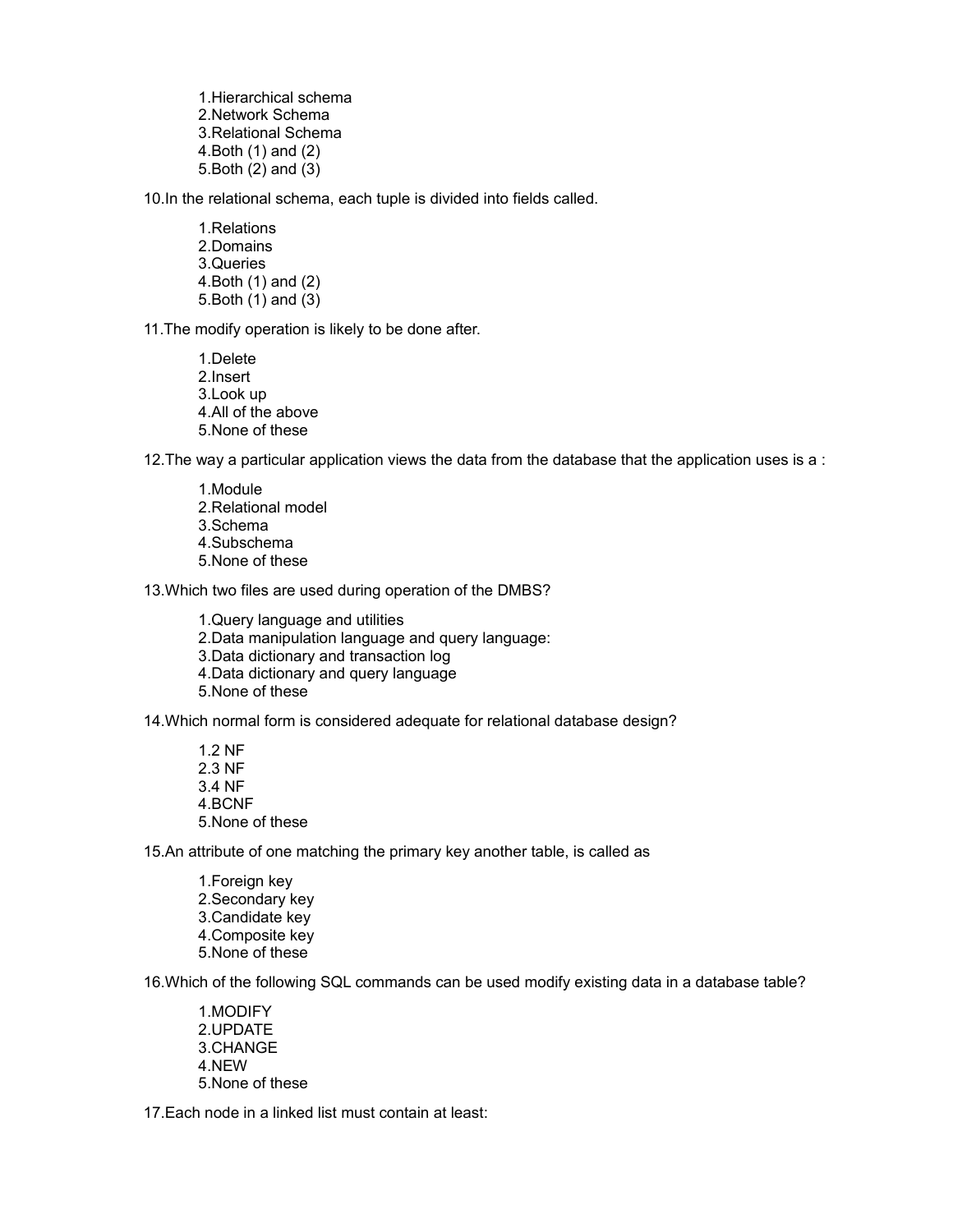1.Hierarchical schema
2.Network Schema
3.Relational Schema
4.Both (1) and (2)
5.Both (2) and (3)

10.In the relational schema, each tuple is divided into fields called.

1.Relations
2.Domains
3.Queries
4.Both (1) and (2)
5.Both (1) and (3)

11.The modify operation is likely to be done after.

1.Delete
2.Insert
3.Look up
4.All of the above
5.None of these

12.The way a particular application views the data from the database that the application uses is a :

1.Module
2.Relational model
3.Schema
4.Subschema
5.None of these

13.Which two files are used during operation of the DMBS?

1.Query language and utilities
2.Data manipulation language and query language:
3.Data dictionary and transaction log
4.Data dictionary and query language
5.None of these

14.Which normal form is considered adequate for relational database design?

1.2 NF
2.3 NF
3.4 NF
4.BCNF
5.None of these

15.An attribute of one matching the primary key another table, is called as

1.Foreign key
2.Secondary key
3.Candidate key
4.Composite key
5.None of these

16.Which of the following SQL commands can be used modify existing data in a database table?

1.MODIFY
2.UPDATE
3.CHANGE
4.NEW
5.None of these

17.Each node in a linked list must contain at least: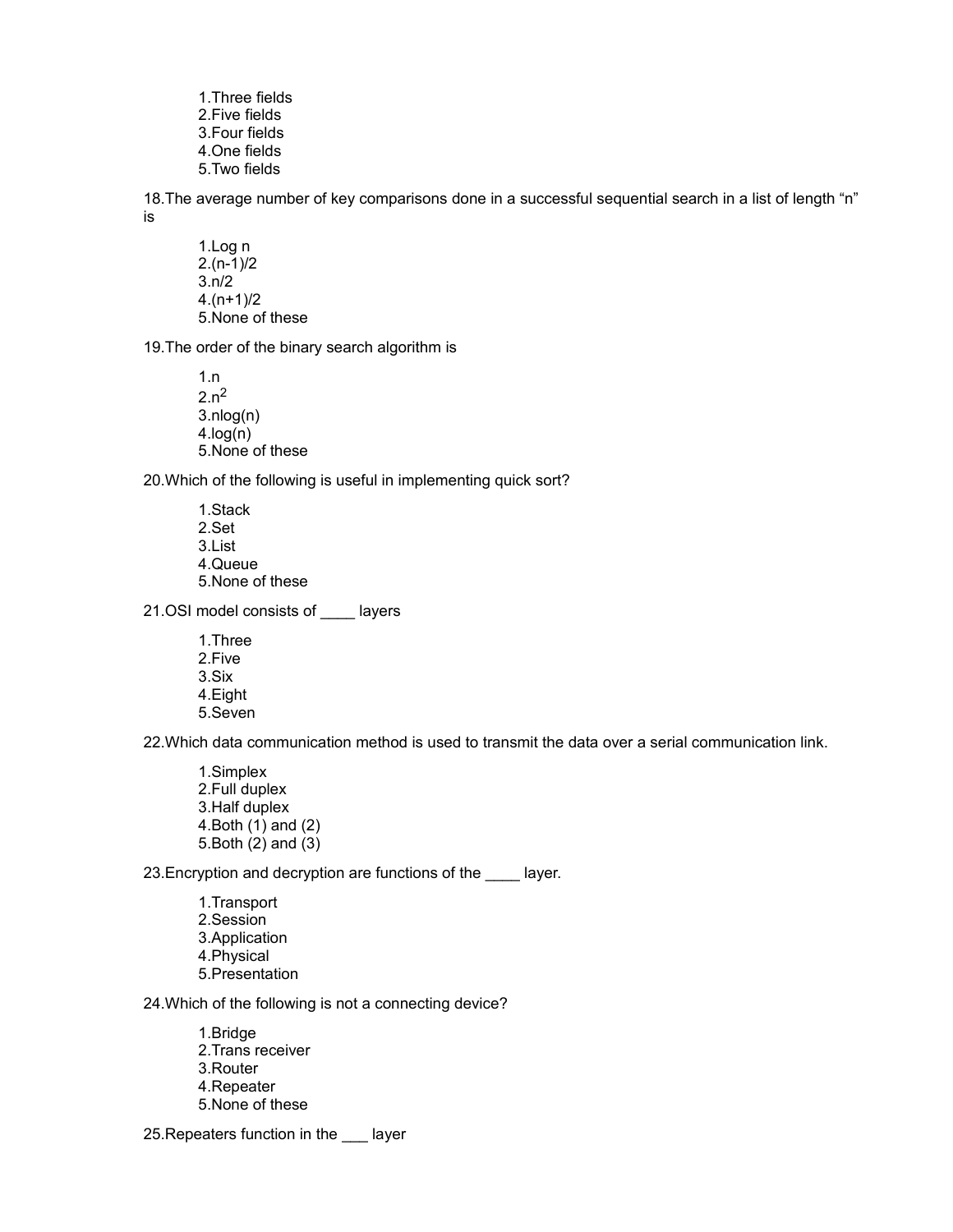1.Three fields
2.Five fields
3.Four fields
4.One fields
5.Two fields

18.The average number of key comparisons done in a successful sequential search in a list of length “n” is

1.Log n
2.(n-1)/2
3.n/2
4.(n+1)/2
5.None of these

19.The order of the binary search algorithm is

1.n
2.$n^2$
3.nlog(n)
4.log(n)
5.None of these

20.Which of the following is useful in implementing quick sort?

1.Stack
2.Set
3.List
4.Queue
5.None of these

21.OSI model consists of ____ layers

1.Three
2.Five
3.Six
4.Eight
5.Seven

22.Which data communication method is used to transmit the data over a serial communication link.

1.Simplex
2.Full duplex
3.Half duplex
4.Both (1) and (2)
5.Both (2) and (3)

23.Encryption and decryption are functions of the ____ layer.

1.Transport
2.Session
3.Application
4.Physical
5.Presentation

24.Which of the following is not a connecting device?

1.Bridge
2.Trans receiver
3.Router
4.Repeater
5.None of these

25.Repeaters function in the ___ layer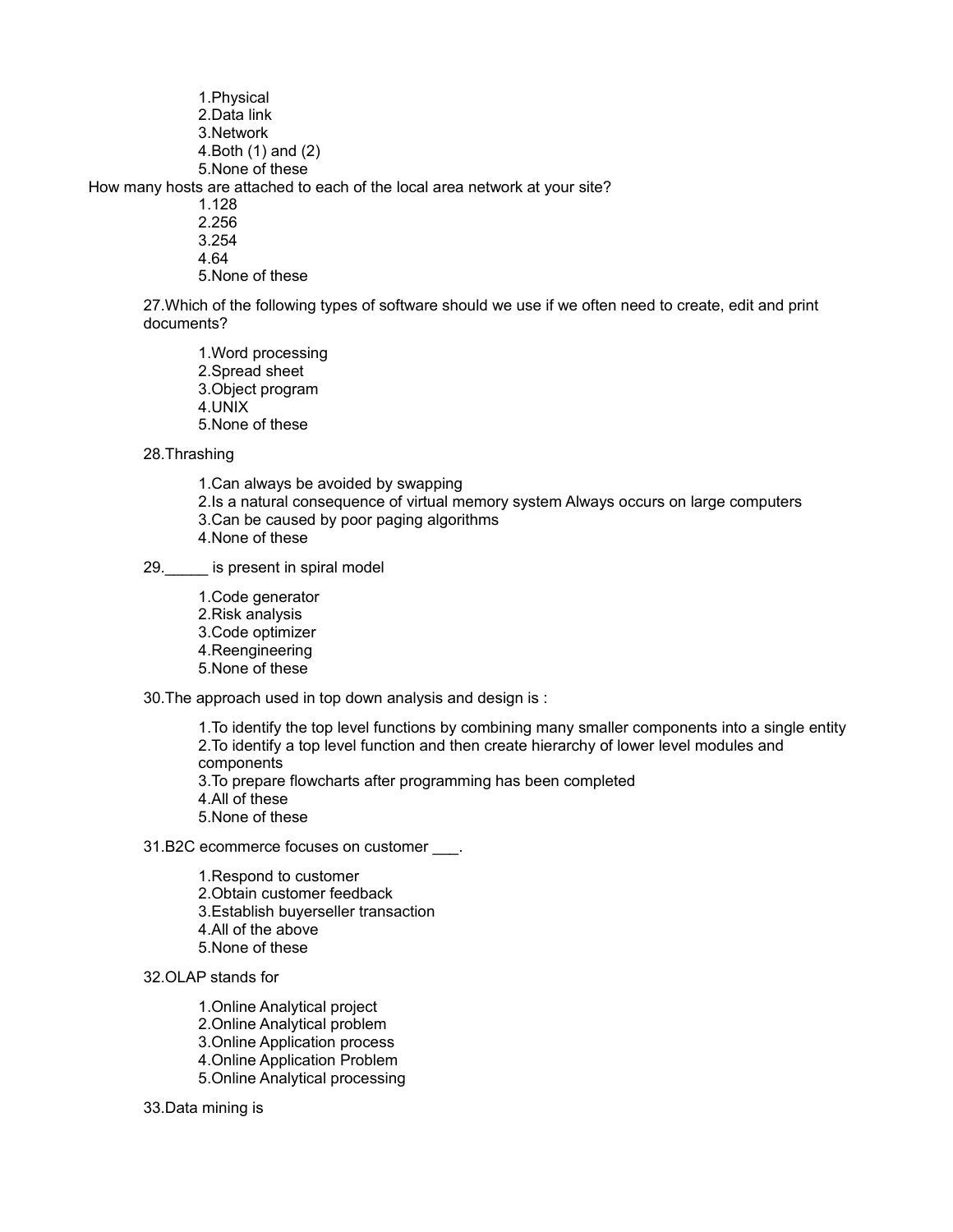1.Physical
2.Data link
3.Network
4.Both (1) and (2)
5.None of these

How many hosts are attached to each of the local area network at your site?

1.128
2.256
3.254
4.64
5.None of these

27.Which of the following types of software should we use if we often need to create, edit and print documents?

1.Word processing
2.Spread sheet
3.Object program
4.UNIX
5.None of these

28.Thrashing

1.Can always be avoided by swapping
2.Is a natural consequence of virtual memory system Always occurs on large computers
3.Can be caused by poor paging algorithms
4.None of these

29._____ is present in spiral model

1.Code generator
2.Risk analysis
3.Code optimizer
4.Reengineering
5.None of these

30.The approach used in top down analysis and design is :

1.To identify the top level functions by combining many smaller components into a single entity
2.To identify a top level function and then create hierarchy of lower level modules and components
3.To prepare flowcharts after programming has been completed
4.All of these
5.None of these

31.B2C ecommerce focuses on customer ___.

1.Respond to customer
2.Obtain customer feedback
3.Establish buyerseller transaction
4.All of the above
5.None of these

32.OLAP stands for

1.Online Analytical project
2.Online Analytical problem
3.Online Application process
4.Online Application Problem
5.Online Analytical processing

33.Data mining is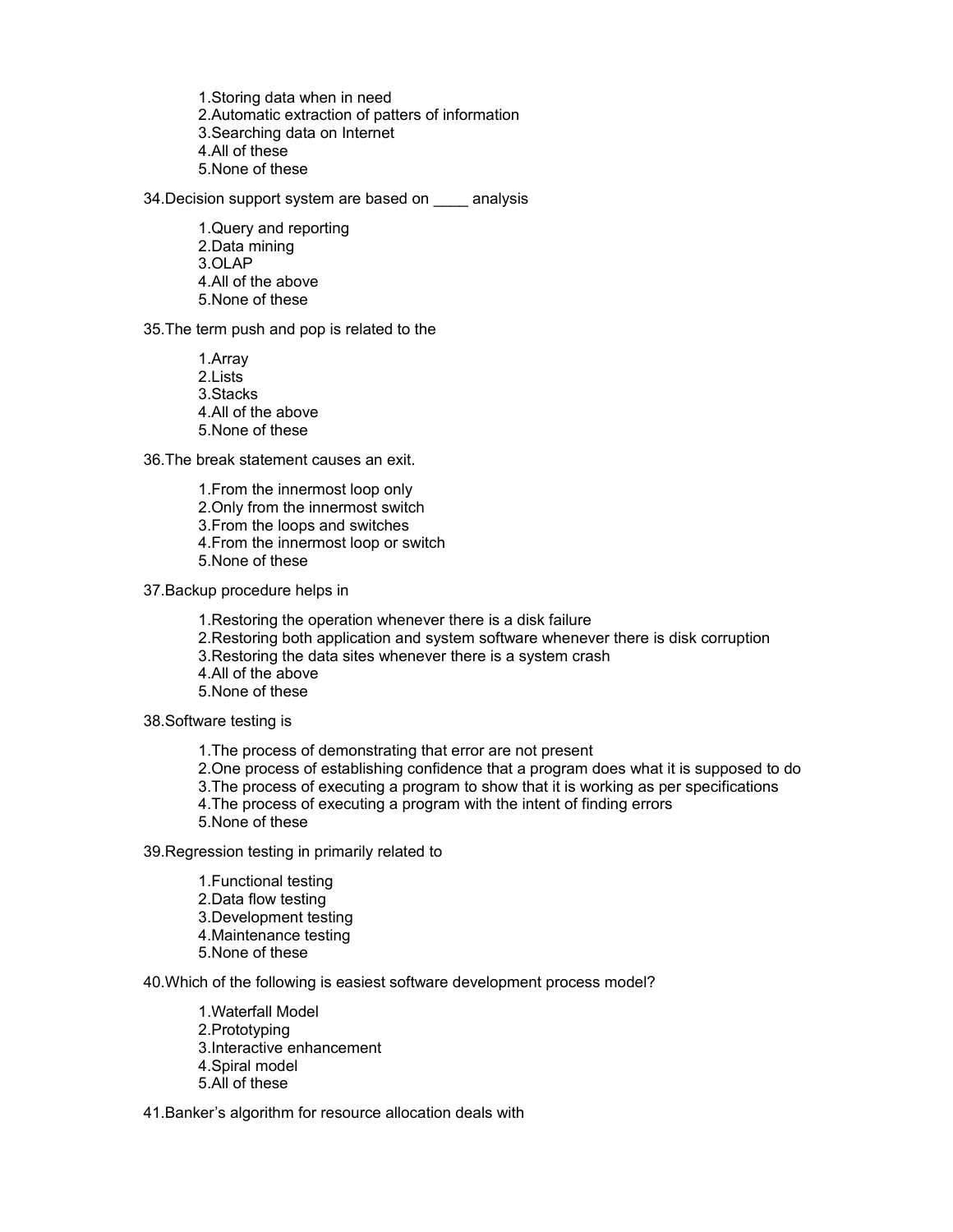1.Storing data when in need
2.Automatic extraction of patters of information
3.Searching data on Internet
4.All of these
5.None of these

34.Decision support system are based on ____ analysis

1.Query and reporting
2.Data mining
3.OLAP
4.All of the above
5.None of these

35.The term push and pop is related to the

1.Array
2.Lists
3.Stacks
4.All of the above
5.None of these

36.The break statement causes an exit.

1.From the innermost loop only
2.Only from the innermost switch
3.From the loops and switches
4.From the innermost loop or switch
5.None of these

37.Backup procedure helps in

1.Restoring the operation whenever there is a disk failure
2.Restoring both application and system software whenever there is disk corruption
3.Restoring the data sites whenever there is a system crash
4.All of the above
5.None of these

38.Software testing is

1.The process of demonstrating that error are not present
2.One process of establishing confidence that a program does what it is supposed to do
3.The process of executing a program to show that it is working as per specifications
4.The process of executing a program with the intent of finding errors
5.None of these

39.Regression testing in primarily related to

1.Functional testing
2.Data flow testing
3.Development testing
4.Maintenance testing
5.None of these

40.Which of the following is easiest software development process model?

1.Waterfall Model
2.Prototyping
3.Interactive enhancement
4.Spiral model
5.All of these

41.Banker's algorithm for resource allocation deals with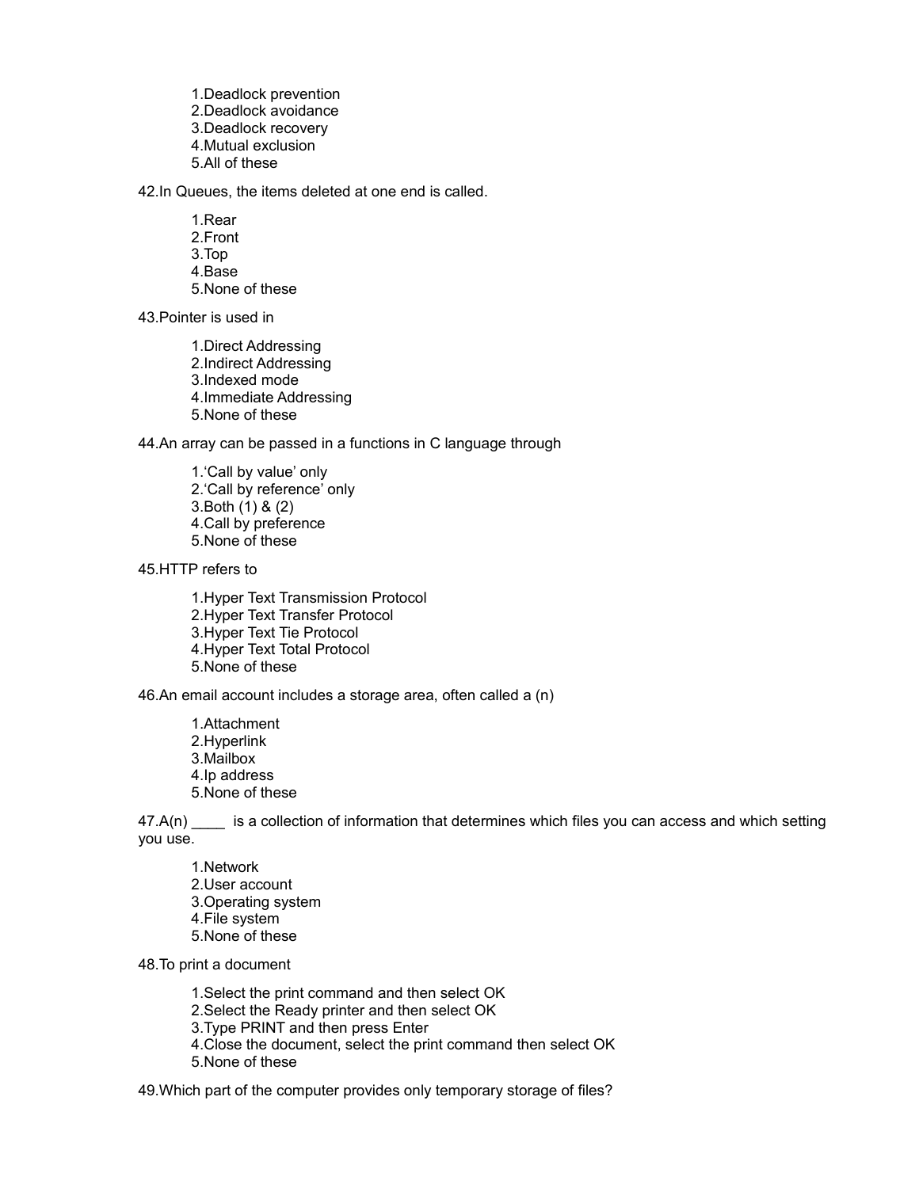1.Deadlock prevention
2.Deadlock avoidance
3.Deadlock recovery
4.Mutual exclusion
5.All of these

42.In Queues, the items deleted at one end is called.

1.Rear
2.Front
3.Top
4.Base
5.None of these

43.Pointer is used in

1.Direct Addressing
2.Indirect Addressing
3.Indexed mode
4.Immediate Addressing
5.None of these

44.An array can be passed in a functions in C language through

1.'Call by value' only
2.'Call by reference' only
3.Both (1) & (2)
4.Call by preference
5.None of these

45.HTTP refers to

1.Hyper Text Transmission Protocol
2.Hyper Text Transfer Protocol
3.Hyper Text Tie Protocol
4.Hyper Text Total Protocol
5.None of these

46.An email account includes a storage area, often called a (n)

1.Attachment
2.Hyperlink
3.Mailbox
4.Ip address
5.None of these

47.A(n) ____ is a collection of information that determines which files you can access and which setting you use.

1.Network
2.User account
3.Operating system
4.File system
5.None of these

48.To print a document

1.Select the print command and then select OK
2.Select the Ready printer and then select OK
3.Type PRINT and then press Enter
4.Close the document, select the print command then select OK
5.None of these

49.Which part of the computer provides only temporary storage of files?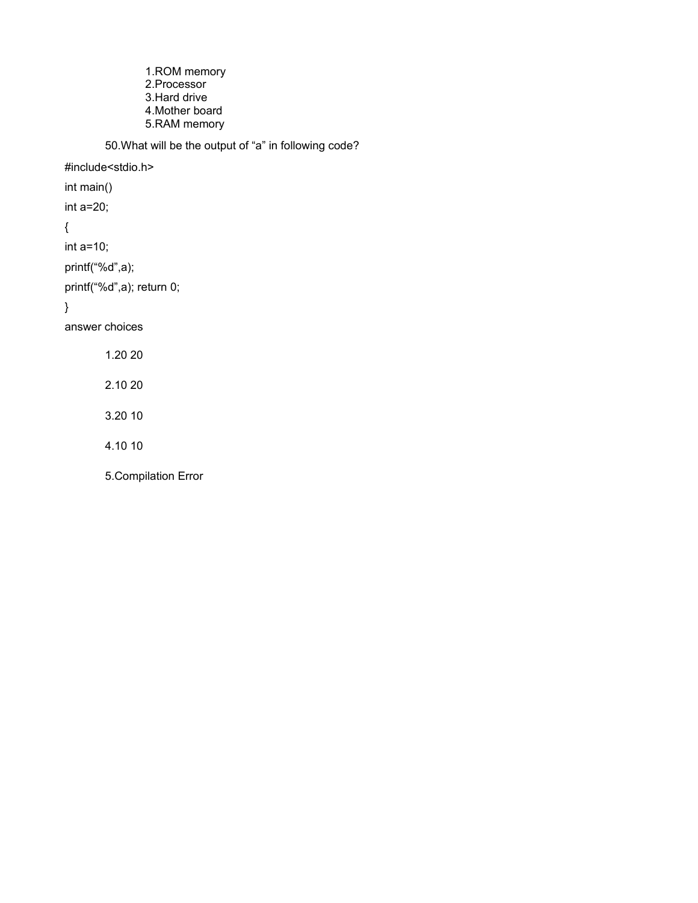1.ROM memory
2.Processor
3.Hard drive
4.Mother board
5.RAM memory

50.What will be the output of “a” in following code?

```
#include<stdio.h>
int main()
int a=20;
{
int a=10;
printf(“%d”,a);
printf(“%d”,a); return 0;
}
```

answer choices

1.20 20

2.10 20

3.20 10

4.10 10

5.Compilation Error